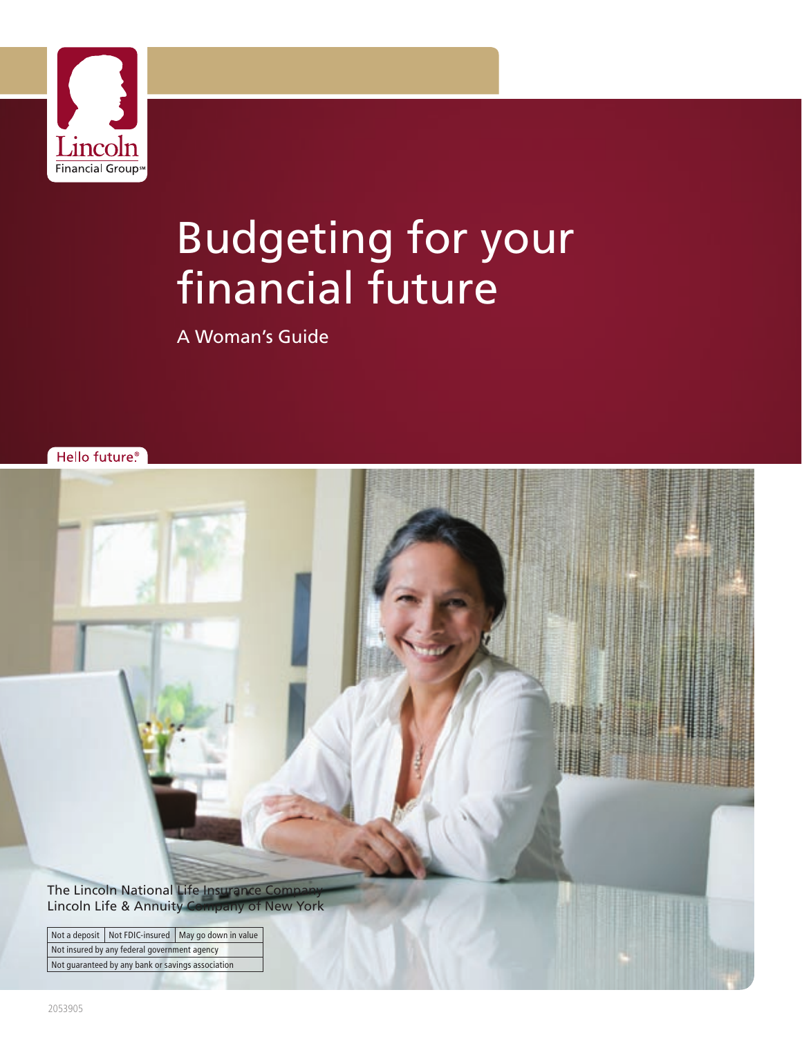Lincoln Financial Group℠

# Budgeting for your financial future

A Woman's Guide

Hello future®

The Lincoln National Life Insurance Company
Lincoln Life & Annuity Company of New York

| Not a deposit | Not FDIC-insured | May go down in value |
|---|---|---|
| Not insured by any federal government agency | | |
| Not guaranteed by any bank or savings association | | |

2053905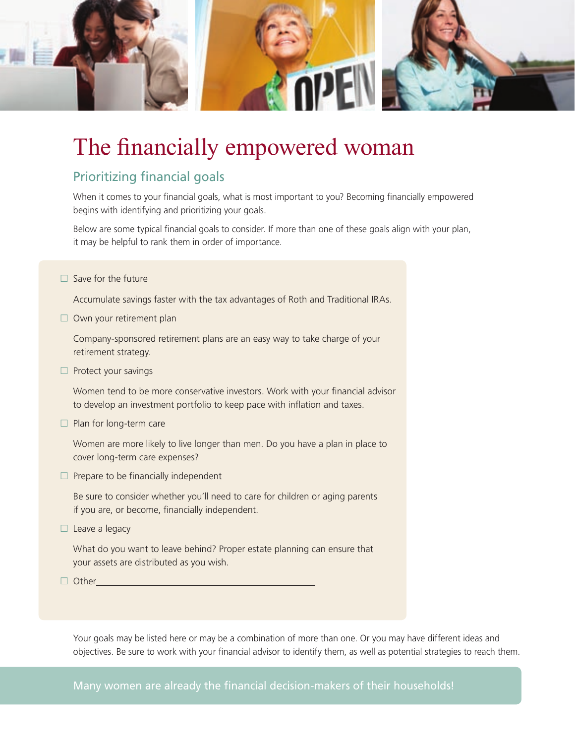# The financially empowered woman

## Prioritizing financial goals

When it comes to your financial goals, what is most important to you? Becoming financially empowered begins with identifying and prioritizing your goals.

Below are some typical financial goals to consider. If more than one of these goals align with your plan, it may be helpful to rank them in order of importance.

- ☐ Save for the future

  Accumulate savings faster with the tax advantages of Roth and Traditional IRAs.

- ☐ Own your retirement plan

  Company-sponsored retirement plans are an easy way to take charge of your retirement strategy.

- ☐ Protect your savings

  Women tend to be more conservative investors. Work with your financial advisor to develop an investment portfolio to keep pace with inflation and taxes.

- ☐ Plan for long-term care

  Women are more likely to live longer than men. Do you have a plan in place to cover long-term care expenses?

- ☐ Prepare to be financially independent

  Be sure to consider whether you'll need to care for children or aging parents if you are, or become, financially independent.

- ☐ Leave a legacy

  What do you want to leave behind? Proper estate planning can ensure that your assets are distributed as you wish.

- ☐ Other\_\_\_\_\_\_\_\_\_\_\_\_\_\_\_\_\_\_\_\_\_\_\_\_\_\_\_\_\_\_\_\_\_\_\_\_\_\_\_\_

Your goals may be listed here or may be a combination of more than one. Or you may have different ideas and objectives. Be sure to work with your financial advisor to identify them, as well as potential strategies to reach them.

**Many women are already the financial decision-makers of their households!**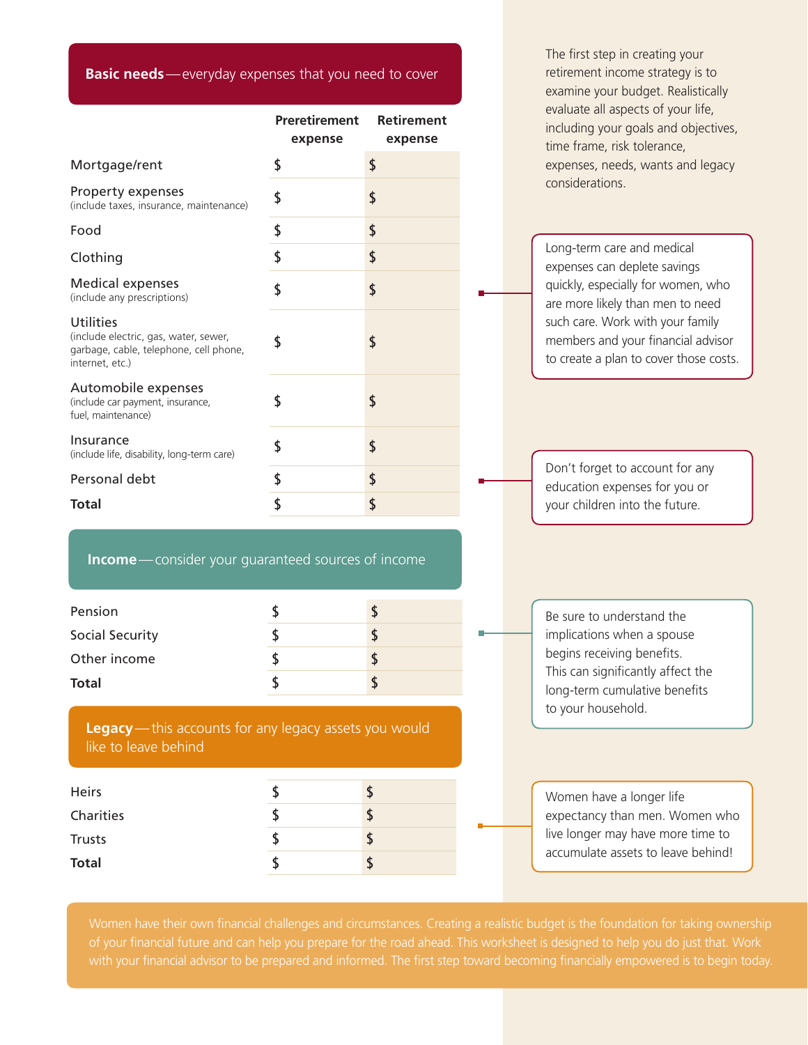## **Basic needs**—everyday expenses that you need to cover

| | Preretirement expense | Retirement expense |
|---|---|---|
| Mortgage/rent | $ | $ |
| Property expenses (include taxes, insurance, maintenance) | $ | $ |
| Food | $ | $ |
| Clothing | $ | $ |
| Medical expenses (include any prescriptions) | $ | $ |
| Utilities (include electric, gas, water, sewer, garbage, cable, telephone, cell phone, internet, etc.) | $ | $ |
| Automobile expenses (include car payment, insurance, fuel, maintenance) | $ | $ |
| Insurance (include life, disability, long-term care) | $ | $ |
| Personal debt | $ | $ |
| **Total** | $ | $ |

## **Income**—consider your guaranteed sources of income

| | | |
|---|---|---|
| Pension | $ | $ |
| Social Security | $ | $ |
| Other income | $ | $ |
| **Total** | $ | $ |

## **Legacy**—this accounts for any legacy assets you would like to leave behind

| | | |
|---|---|---|
| Heirs | $ | $ |
| Charities | $ | $ |
| Trusts | $ | $ |
| **Total** | $ | $ |

The first step in creating your retirement income strategy is to examine your budget. Realistically evaluate all aspects of your life, including your goals and objectives, time frame, risk tolerance, expenses, needs, wants and legacy considerations.

Long-term care and medical expenses can deplete savings quickly, especially for women, who are more likely than men to need such care. Work with your family members and your financial advisor to create a plan to cover those costs.

Don't forget to account for any education expenses for you or your children into the future.

Be sure to understand the implications when a spouse begins receiving benefits. This can significantly affect the long-term cumulative benefits to your household.

Women have a longer life expectancy than men. Women who live longer may have more time to accumulate assets to leave behind!

Women have their own financial challenges and circumstances. Creating a realistic budget is the foundation for taking ownership of your financial future and can help you prepare for the road ahead. This worksheet is designed to help you do just that. Work with your financial advisor to be prepared and informed. The first step toward becoming financially empowered is to begin today.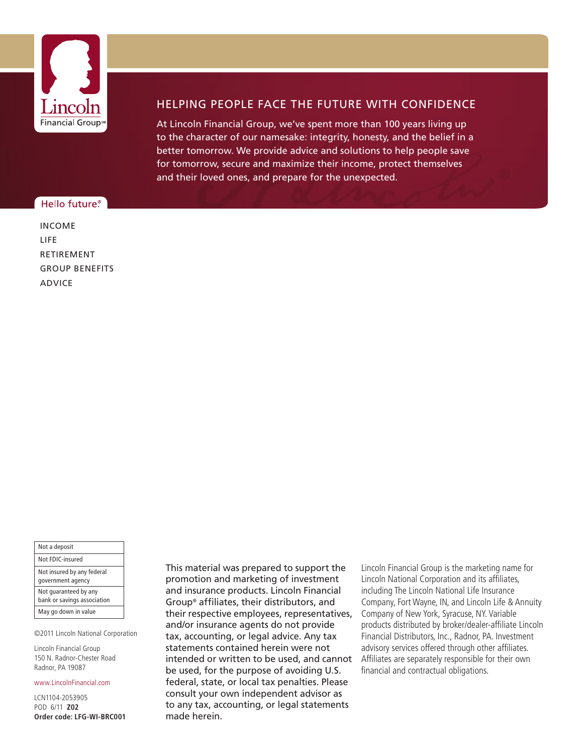Lincoln Financial Group℠

## HELPING PEOPLE FACE THE FUTURE WITH CONFIDENCE

At Lincoln Financial Group, we've spent more than 100 years living up to the character of our namesake: integrity, honesty, and the belief in a better tomorrow. We provide advice and solutions to help people save for tomorrow, secure and maximize their income, protect themselves and their loved ones, and prepare for the unexpected.

Hello future.®

INCOME
LIFE
RETIREMENT
GROUP BENEFITS
ADVICE

| |
|---|
| Not a deposit |
| Not FDIC-insured |
| Not insured by any federal government agency |
| Not guaranteed by any bank or savings association |
| May go down in value |

©2011 Lincoln National Corporation

Lincoln Financial Group
150 N. Radnor-Chester Road
Radnor, PA 19087

www.LincolnFinancial.com

LCN1104-2053905
POD 6/11 **Z02**
**Order code: LFG-WI-BRC001**

This material was prepared to support the promotion and marketing of investment and insurance products. Lincoln Financial Group® affiliates, their distributors, and their respective employees, representatives, and/or insurance agents do not provide tax, accounting, or legal advice. Any tax statements contained herein were not intended or written to be used, and cannot be used, for the purpose of avoiding U.S. federal, state, or local tax penalties. Please consult your own independent advisor as to any tax, accounting, or legal statements made herein.

Lincoln Financial Group is the marketing name for Lincoln National Corporation and its affiliates, including The Lincoln National Life Insurance Company, Fort Wayne, IN, and Lincoln Life & Annuity Company of New York, Syracuse, NY. Variable products distributed by broker/dealer-affiliate Lincoln Financial Distributors, Inc., Radnor, PA. Investment advisory services offered through other affiliates. Affiliates are separately responsible for their own financial and contractual obligations.